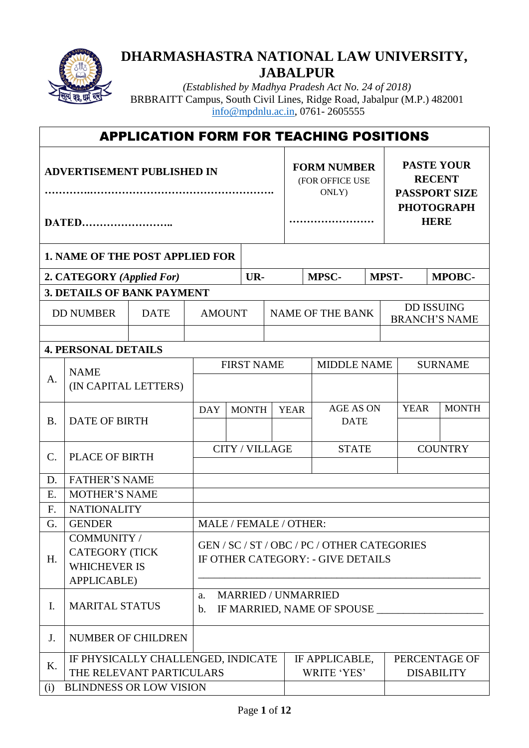# DHARMASHASTRA NATIONAL LAW UNIVERSITY, JABALPUR

*(Established by Madhya Pradesh Act No. 24 of 2018)*
BRBRAITT Campus, South Civil Lines, Ridge Road, Jabalpur (M.P.) 482001
info@mpdnlu.ac.in, 0761- 2605555

## APPLICATION FORM FOR TEACHING POSITIONS

| ADVERTISEMENT PUBLISHED IN ……………………………………………………… DATED…………………….. | FORM NUMBER (FOR OFFICE USE ONLY) …………………… | PASTE YOUR RECENT PASSPORT SIZE PHOTOGRAPH HERE |
|---|---|---|

| **1. NAME OF THE POST APPLIED FOR** | | | | |
|---|---|---|---|---|
| **2. CATEGORY** *(Applied For)* | **UR-** | **MPSC-** | **MPST-** | **MPOBC-** |

**3. DETAILS OF BANK PAYMENT**

| DD NUMBER | DATE | AMOUNT | NAME OF THE BANK | DD ISSUING BRANCH'S NAME |
|---|---|---|---|---|
| | | | | |

**4. PERSONAL DETAILS**

| | | | | | | | |
|---|---|---|---|---|---|---|---|
| A. | NAME (IN CAPITAL LETTERS) | FIRST NAME | | | MIDDLE NAME | SURNAME | |
| | | | | | | | |
| B. | DATE OF BIRTH | DAY | MONTH | YEAR | AGE AS ON DATE | YEAR | MONTH |
| | | | | | | | |
| C. | PLACE OF BIRTH | CITY / VILLAGE | | | STATE | COUNTRY | |
| | | | | | | | |
| D. | FATHER'S NAME | | | | | | |
| E. | MOTHER'S NAME | | | | | | |
| F. | NATIONALITY | | | | | | |
| G. | GENDER | MALE / FEMALE / OTHER: | | | | | |
| H. | COMMUNITY / CATEGORY (TICK WHICHEVER IS APPLICABLE) | GEN / SC / ST / OBC / PC / OTHER CATEGORIES IF OTHER CATEGORY: - GIVE DETAILS ________________________________ | | | | | |
| I. | MARITAL STATUS | a. MARRIED / UNMARRIED b. IF MARRIED, NAME OF SPOUSE ___________________ | | | | | |
| J. | NUMBER OF CHILDREN | | | | | | |

| K. | IF PHYSICALLY CHALLENGED, INDICATE THE RELEVANT PARTICULARS | IF APPLICABLE, WRITE 'YES' | PERCENTAGE OF DISABILITY |
|---|---|---|---|
| (i) | BLINDNESS OR LOW VISION | | |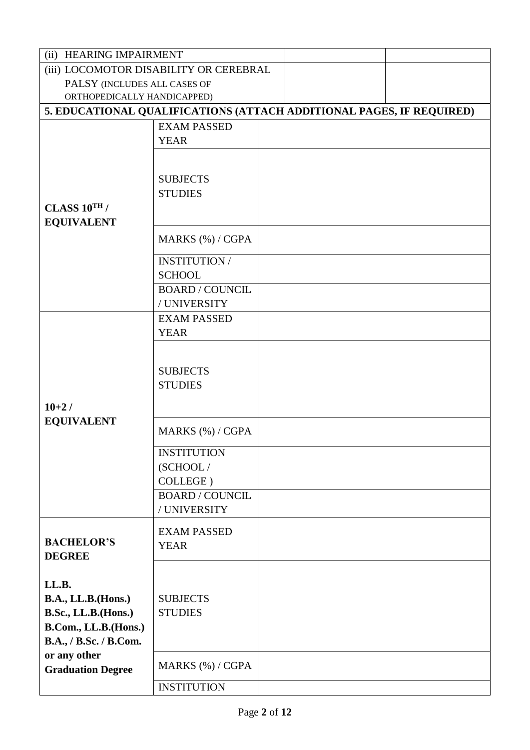| (ii) HEARING IMPAIRMENT | | |
|---|---|---|
| (iii) LOCOMOTOR DISABILITY OR CEREBRAL PALSY (INCLUDES ALL CASES OF ORTHOPEDICALLY HANDICAPPED) | | |

**5. EDUCATIONAL QUALIFICATIONS (ATTACH ADDITIONAL PAGES, IF REQUIRED)**

| | | |
|---|---|---|
| **CLASS 10TH / EQUIVALENT** | EXAM PASSED YEAR | |
| | SUBJECTS STUDIES | |
| | MARKS (%) / CGPA | |
| | INSTITUTION / SCHOOL | |
| | BOARD / COUNCIL / UNIVERSITY | |
| **10+2 / EQUIVALENT** | EXAM PASSED YEAR | |
| | SUBJECTS STUDIES | |
| | MARKS (%) / CGPA | |
| | INSTITUTION (SCHOOL / COLLEGE ) | |
| | BOARD / COUNCIL / UNIVERSITY | |
| **BACHELOR'S DEGREE**<br><br>**LL.B.**<br>**B.A., LL.B.(Hons.)**<br>**B.Sc., LL.B.(Hons.)**<br>**B.Com., LL.B.(Hons.)**<br>**B.A., / B.Sc. / B.Com. or any other Graduation Degree** | EXAM PASSED YEAR | |
| | SUBJECTS STUDIES | |
| | MARKS (%) / CGPA | |
| | INSTITUTION | |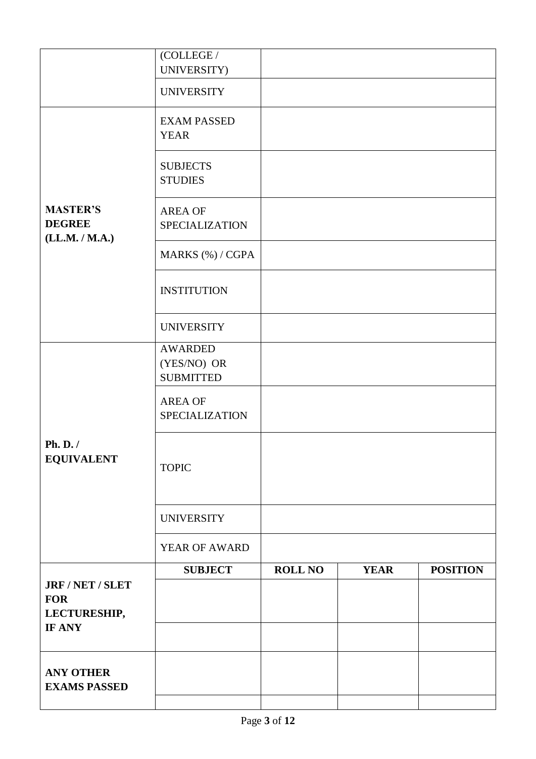| | | | | |
|---|---|---|---|---|
| | (COLLEGE / UNIVERSITY) | | | |
| | UNIVERSITY | | | |
| **MASTER'S DEGREE (LL.M. / M.A.)** | EXAM PASSED YEAR | | | |
| | SUBJECTS STUDIES | | | |
| | AREA OF SPECIALIZATION | | | |
| | MARKS (%) / CGPA | | | |
| | INSTITUTION | | | |
| | UNIVERSITY | | | |
| **Ph. D. / EQUIVALENT** | AWARDED (YES/NO) OR SUBMITTED | | | |
| | AREA OF SPECIALIZATION | | | |
| | TOPIC | | | |
| | UNIVERSITY | | | |
| | YEAR OF AWARD | | | |
| **JRF / NET / SLET FOR LECTURESHIP, IF ANY** | **SUBJECT** | **ROLL NO** | **YEAR** | **POSITION** |
| | | | | |
| | | | | |
| **ANY OTHER EXAMS PASSED** | | | | |
| | | | | |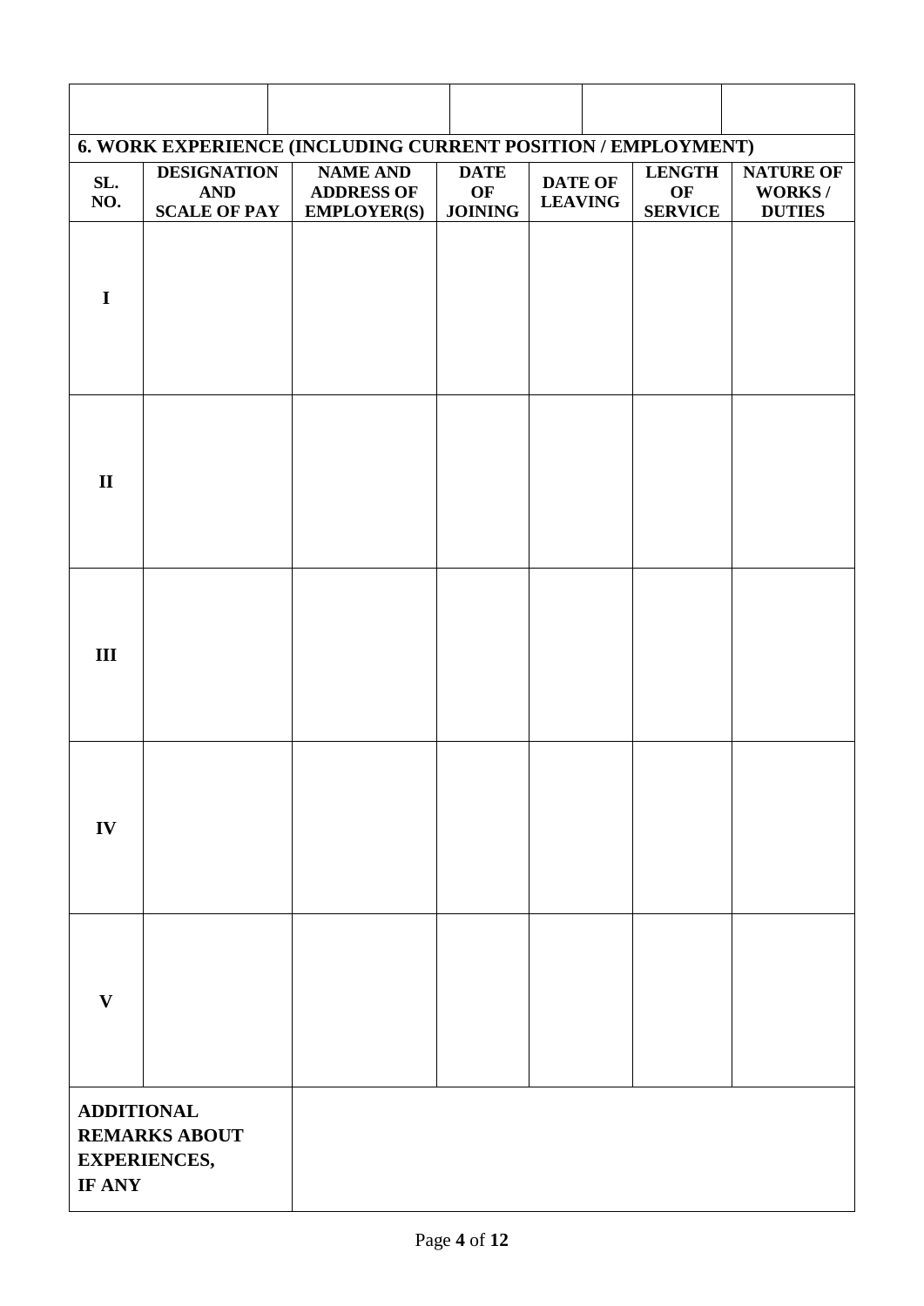|  |  |  |  |  |  |
|---|---|---|---|---|---|

**6. WORK EXPERIENCE (INCLUDING CURRENT POSITION / EMPLOYMENT)**

| SL. NO. | DESIGNATION AND SCALE OF PAY | NAME AND ADDRESS OF EMPLOYER(S) | DATE OF JOINING | DATE OF LEAVING | LENGTH OF SERVICE | NATURE OF WORKS / DUTIES |
|---|---|---|---|---|---|---|
| I | | | | | | |
| II | | | | | | |
| III | | | | | | |
| IV | | | | | | |
| V | | | | | | |

| ADDITIONAL REMARKS ABOUT EXPERIENCES, IF ANY | |
|---|---|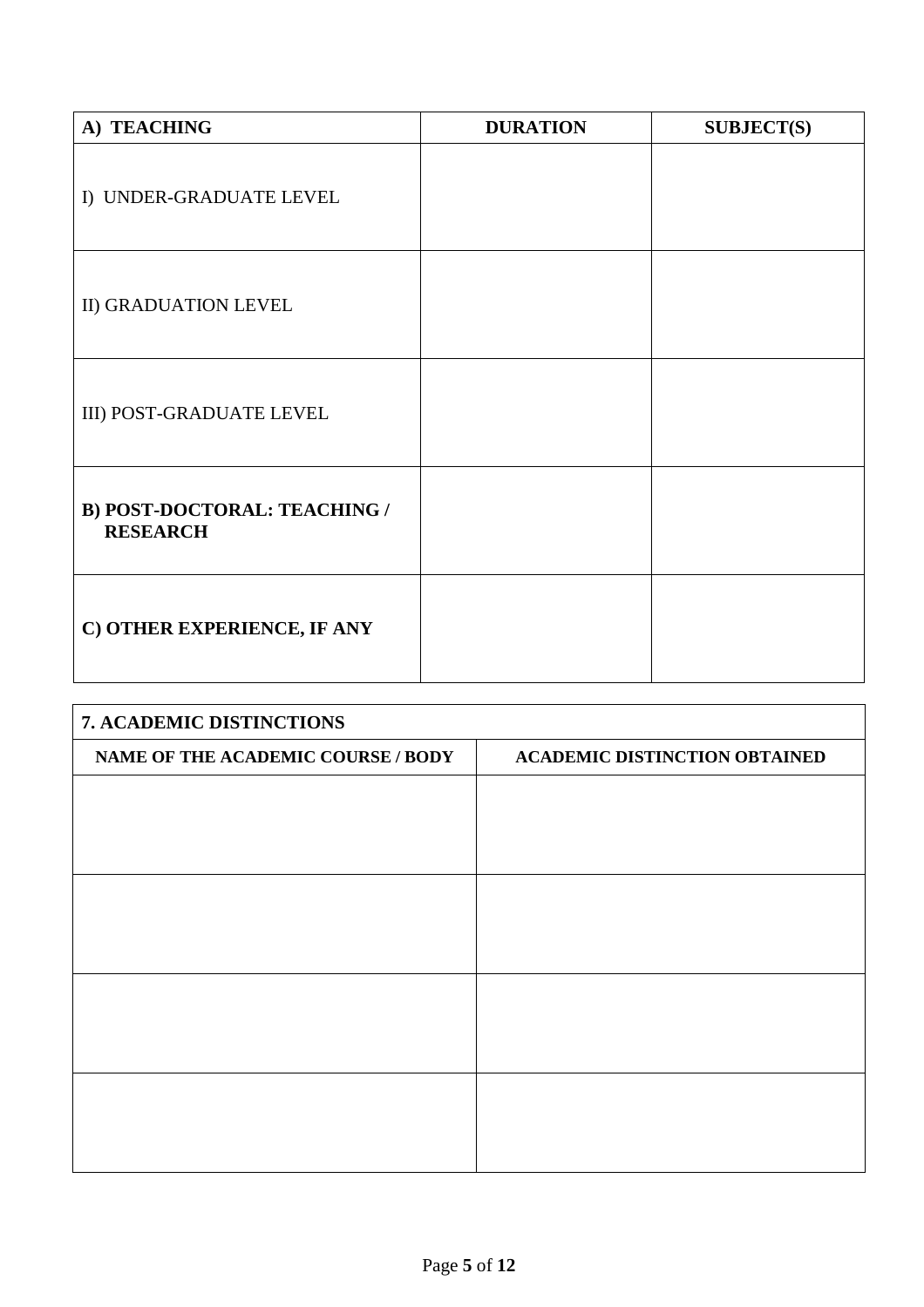| **A) TEACHING** | **DURATION** | **SUBJECT(S)** |
| --- | --- | --- |
| I) UNDER-GRADUATE LEVEL | | |
| II) GRADUATION LEVEL | | |
| III) POST-GRADUATE LEVEL | | |
| **B) POST-DOCTORAL: TEACHING / RESEARCH** | | |
| **C) OTHER EXPERIENCE, IF ANY** | | |

| **7. ACADEMIC DISTINCTIONS** | |
| --- | --- |
| **NAME OF THE ACADEMIC COURSE / BODY** | **ACADEMIC DISTINCTION OBTAINED** |
| | |
| | |
| | |
| | |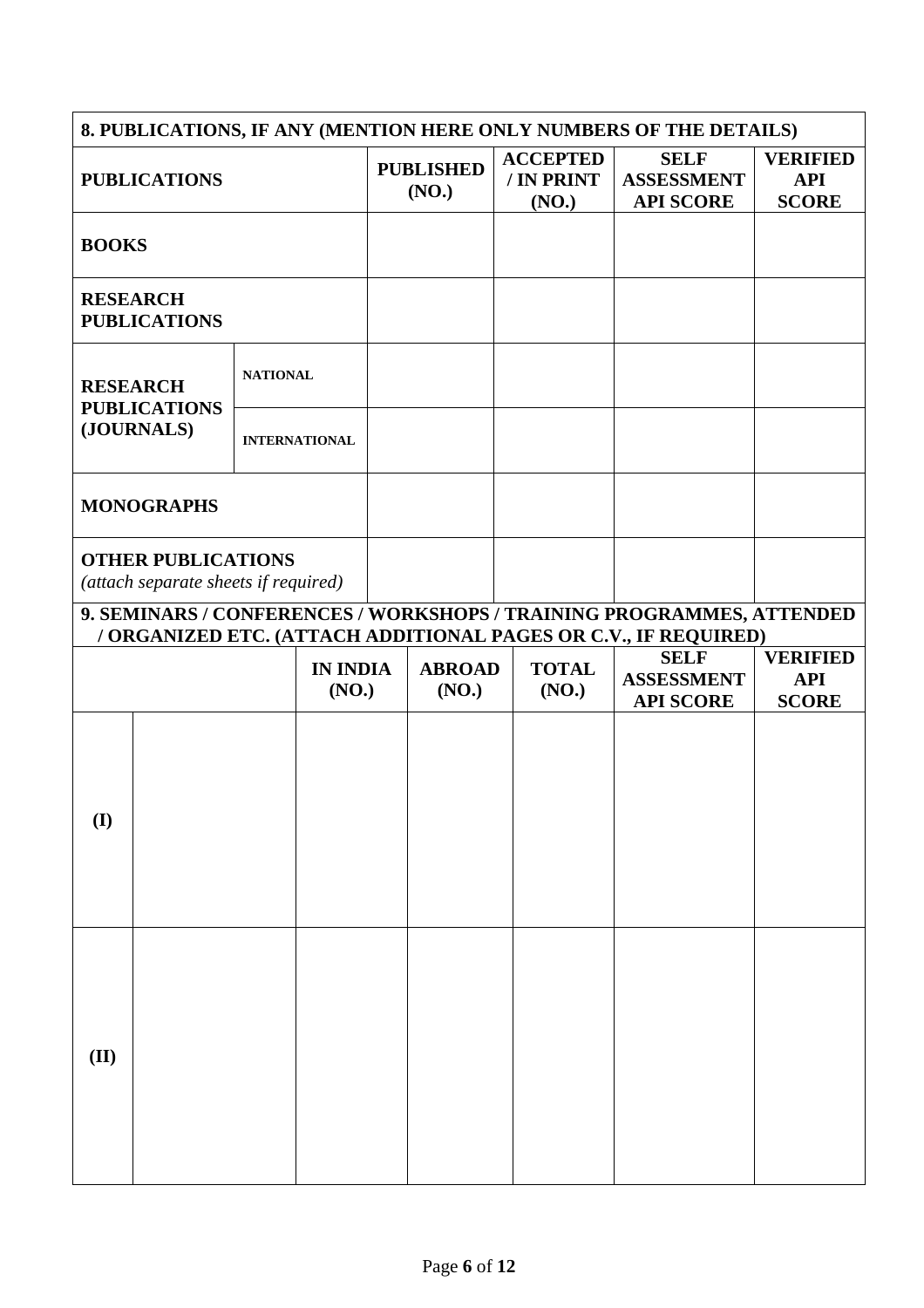| 8. PUBLICATIONS, IF ANY (MENTION HERE ONLY NUMBERS OF THE DETAILS) | | | | | |
|---|---|---|---|---|---|
| **PUBLICATIONS** | | **PUBLISHED (NO.)** | **ACCEPTED / IN PRINT (NO.)** | **SELF ASSESSMENT API SCORE** | **VERIFIED API SCORE** |
| **BOOKS** | | | | | |
| **RESEARCH PUBLICATIONS** | | | | | |
| **RESEARCH PUBLICATIONS (JOURNALS)** | **NATIONAL** | | | | |
| | **INTERNATIONAL** | | | | |
| **MONOGRAPHS** | | | | | |
| **OTHER PUBLICATIONS** *(attach separate sheets if required)* | | | | | |

| 9. SEMINARS / CONFERENCES / WORKSHOPS / TRAINING PROGRAMMES, ATTENDED / ORGANIZED ETC. (ATTACH ADDITIONAL PAGES OR C.V., IF REQUIRED) | | | | | | |
|---|---|---|---|---|---|---|
| | | **IN INDIA (NO.)** | **ABROAD (NO.)** | **TOTAL (NO.)** | **SELF ASSESSMENT API SCORE** | **VERIFIED API SCORE** |
| **(I)** | | | | | | |
| **(II)** | | | | | | |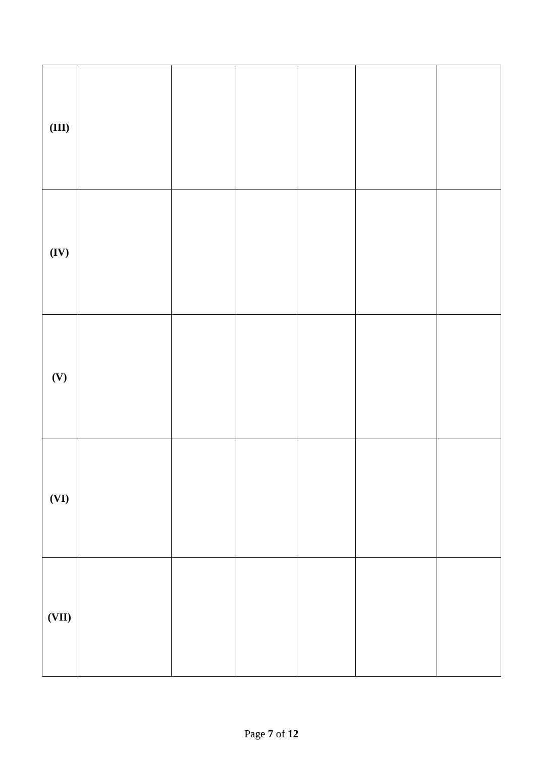|  |  |  |  |  |  |  |
|---|---|---|---|---|---|---|
| **(III)** |  |  |  |  |  |  |
| **(IV)** |  |  |  |  |  |  |
| **(V)** |  |  |  |  |  |  |
| **(VI)** |  |  |  |  |  |  |
| **(VII)** |  |  |  |  |  |  |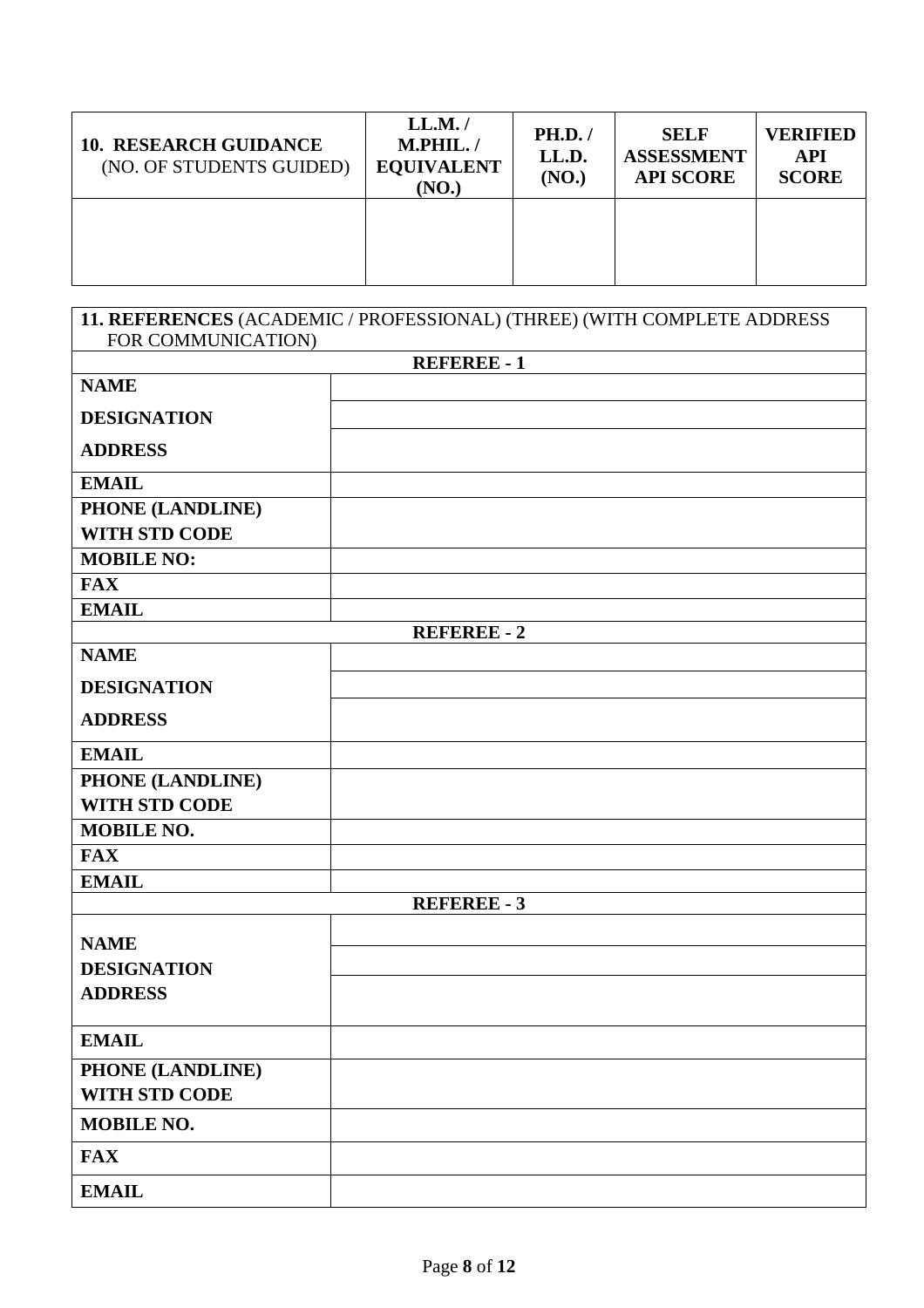| **10. RESEARCH GUIDANCE** (NO. OF STUDENTS GUIDED) | **LL.M. / M.PHIL. / EQUIVALENT (NO.)** | **PH.D. / LL.D. (NO.)** | **SELF ASSESSMENT API SCORE** | **VERIFIED API SCORE** |
|---|---|---|---|---|
| | | | | |

| **11. REFERENCES** (ACADEMIC / PROFESSIONAL) (THREE) (WITH COMPLETE ADDRESS FOR COMMUNICATION) | |
|---|---|
| **REFEREE - 1** | |
| **NAME** | |
| **DESIGNATION** | |
| **ADDRESS** | |
| **EMAIL** | |
| **PHONE (LANDLINE) WITH STD CODE** | |
| **MOBILE NO:** | |
| **FAX** | |
| **EMAIL** | |
| **REFEREE - 2** | |
| **NAME** | |
| **DESIGNATION** | |
| **ADDRESS** | |
| **EMAIL** | |
| **PHONE (LANDLINE) WITH STD CODE** | |
| **MOBILE NO.** | |
| **FAX** | |
| **EMAIL** | |
| **REFEREE - 3** | |
| **NAME** | |
| **DESIGNATION** | |
| **ADDRESS** | |
| **EMAIL** | |
| **PHONE (LANDLINE) WITH STD CODE** | |
| **MOBILE NO.** | |
| **FAX** | |
| **EMAIL** | |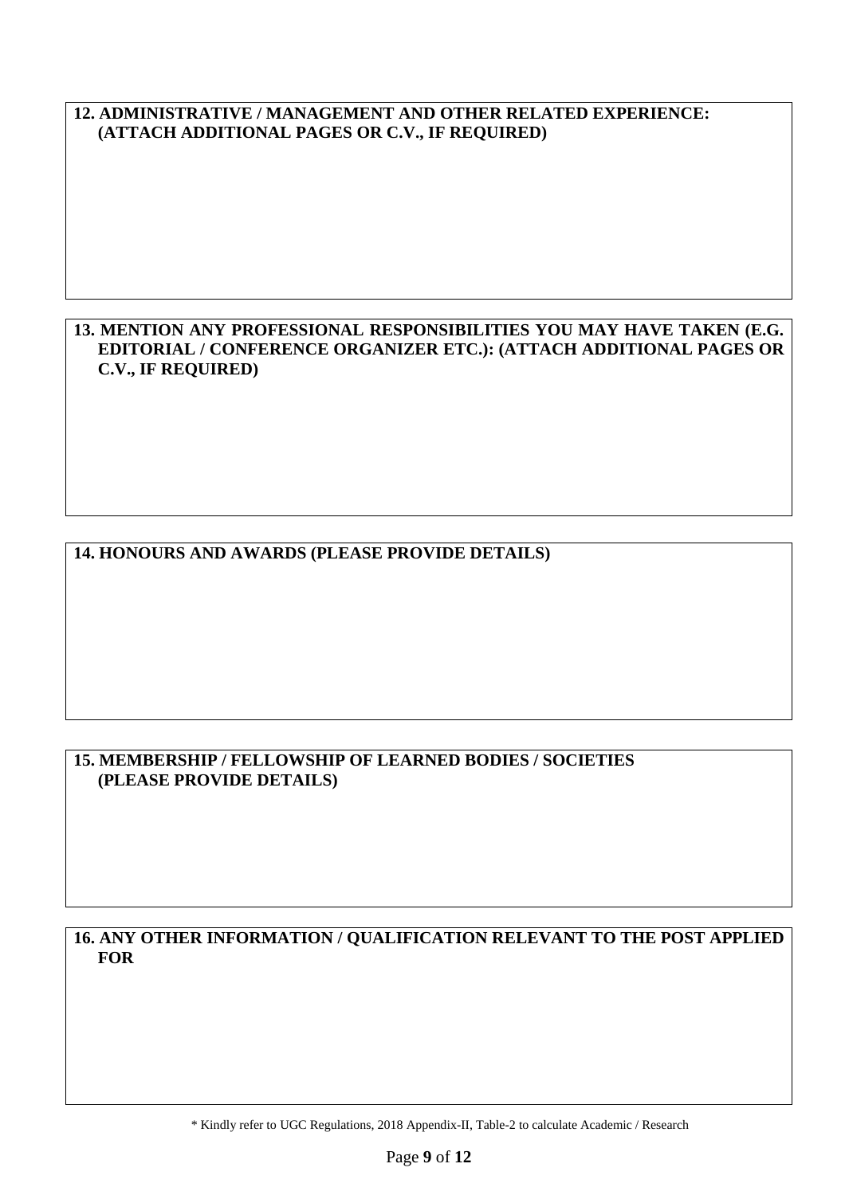**12. ADMINISTRATIVE / MANAGEMENT AND OTHER RELATED EXPERIENCE: (ATTACH ADDITIONAL PAGES OR C.V., IF REQUIRED)**

**13. MENTION ANY PROFESSIONAL RESPONSIBILITIES YOU MAY HAVE TAKEN (E.G. EDITORIAL / CONFERENCE ORGANIZER ETC.): (ATTACH ADDITIONAL PAGES OR C.V., IF REQUIRED)**

**14. HONOURS AND AWARDS (PLEASE PROVIDE DETAILS)**

**15. MEMBERSHIP / FELLOWSHIP OF LEARNED BODIES / SOCIETIES (PLEASE PROVIDE DETAILS)**

**16. ANY OTHER INFORMATION / QUALIFICATION RELEVANT TO THE POST APPLIED FOR**

\* Kindly refer to UGC Regulations, 2018 Appendix-II, Table-2 to calculate Academic / Research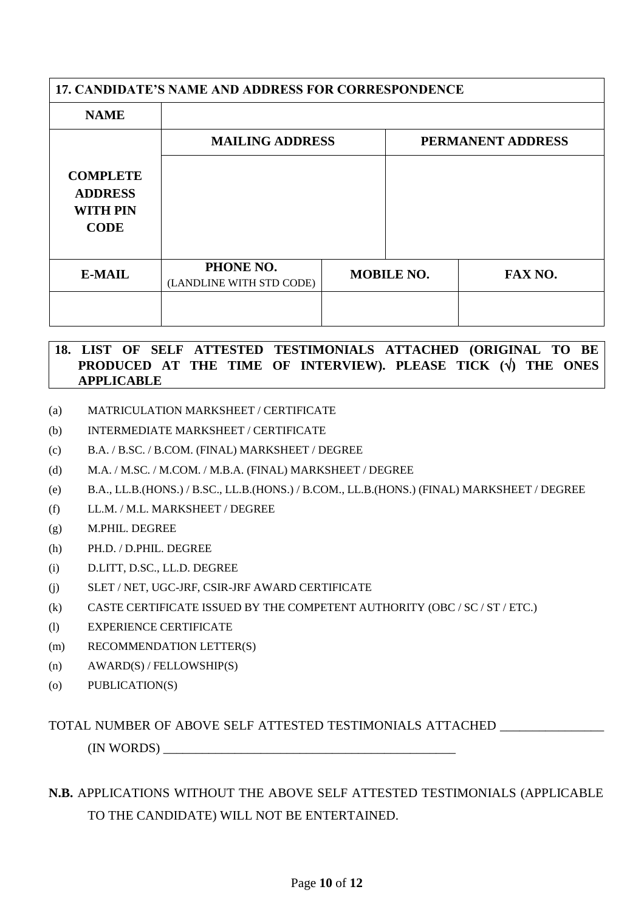| 17. CANDIDATE'S NAME AND ADDRESS FOR CORRESPONDENCE | | | |
|---|---|---|---|
| **NAME** | | | |
| **COMPLETE ADDRESS WITH PIN CODE** | **MAILING ADDRESS** | | **PERMANENT ADDRESS** |
| | | | |
| **E-MAIL** | **PHONE NO.** (LANDLINE WITH STD CODE) | **MOBILE NO.** | **FAX NO.** |
| | | | |

**18. LIST OF SELF ATTESTED TESTIMONIALS ATTACHED (ORIGINAL TO BE PRODUCED AT THE TIME OF INTERVIEW). PLEASE TICK (√) THE ONES APPLICABLE**

(a) MATRICULATION MARKSHEET / CERTIFICATE

(b) INTERMEDIATE MARKSHEET / CERTIFICATE

(c) B.A. / B.SC. / B.COM. (FINAL) MARKSHEET / DEGREE

(d) M.A. / M.SC. / M.COM. / M.B.A. (FINAL) MARKSHEET / DEGREE

(e) B.A., LL.B.(HONS.) / B.SC., LL.B.(HONS.) / B.COM., LL.B.(HONS.) (FINAL) MARKSHEET / DEGREE

(f) LL.M. / M.L. MARKSHEET / DEGREE

(g) M.PHIL. DEGREE

(h) PH.D. / D.PHIL. DEGREE

(i) D.LITT, D.SC., LL.D. DEGREE

(j) SLET / NET, UGC-JRF, CSIR-JRF AWARD CERTIFICATE

(k) CASTE CERTIFICATE ISSUED BY THE COMPETENT AUTHORITY (OBC / SC / ST / ETC.)

(l) EXPERIENCE CERTIFICATE

(m) RECOMMENDATION LETTER(S)

(n) AWARD(S) / FELLOWSHIP(S)

(o) PUBLICATION(S)

TOTAL NUMBER OF ABOVE SELF ATTESTED TESTIMONIALS ATTACHED ________________

(IN WORDS) ________________________________________________

**N.B.** APPLICATIONS WITHOUT THE ABOVE SELF ATTESTED TESTIMONIALS (APPLICABLE TO THE CANDIDATE) WILL NOT BE ENTERTAINED.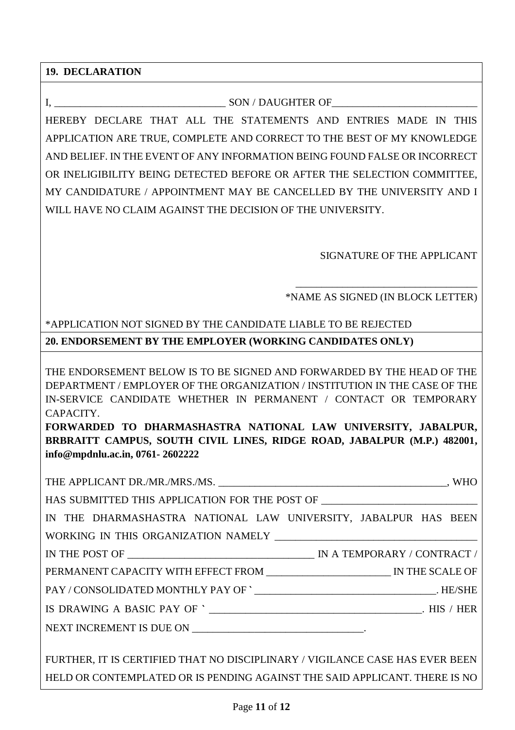## 19. DECLARATION

I, ________________________________ SON / DAUGHTER OF__________________________ HEREBY DECLARE THAT ALL THE STATEMENTS AND ENTRIES MADE IN THIS APPLICATION ARE TRUE, COMPLETE AND CORRECT TO THE BEST OF MY KNOWLEDGE AND BELIEF. IN THE EVENT OF ANY INFORMATION BEING FOUND FALSE OR INCORRECT OR INELIGIBILITY BEING DETECTED BEFORE OR AFTER THE SELECTION COMMITTEE, MY CANDIDATURE / APPOINTMENT MAY BE CANCELLED BY THE UNIVERSITY AND I WILL HAVE NO CLAIM AGAINST THE DECISION OF THE UNIVERSITY.

SIGNATURE OF THE APPLICANT

__________________________________

*NAME AS SIGNED (IN BLOCK LETTER)

*APPLICATION NOT SIGNED BY THE CANDIDATE LIABLE TO BE REJECTED

## 20. ENDORSEMENT BY THE EMPLOYER (WORKING CANDIDATES ONLY)

THE ENDORSEMENT BELOW IS TO BE SIGNED AND FORWARDED BY THE HEAD OF THE DEPARTMENT / EMPLOYER OF THE ORGANIZATION / INSTITUTION IN THE CASE OF THE IN-SERVICE CANDIDATE WHETHER IN PERMANENT / CONTACT OR TEMPORARY CAPACITY.

**FORWARDED TO DHARMASHASTRA NATIONAL LAW UNIVERSITY, JABALPUR, BRBRAITT CAMPUS, SOUTH CIVIL LINES, RIDGE ROAD, JABALPUR (M.P.) 482001, info@mpdnlu.ac.in, 0761- 2602222**

THE APPLICANT DR./MR./MRS./MS. ____________________________________________, WHO HAS SUBMITTED THIS APPLICATION FOR THE POST OF _____________________________ IN THE DHARMASHASTRA NATIONAL LAW UNIVERSITY, JABALPUR HAS BEEN WORKING IN THIS ORGANIZATION NAMELY ______________________________________ IN THE POST OF ___________________________________ IN A TEMPORARY / CONTRACT / PERMANENT CAPACITY WITH EFFECT FROM _______________________ IN THE SCALE OF PAY / CONSOLIDATED MONTHLY PAY OF ` ___________________________________. HE/SHE IS DRAWING A BASIC PAY OF ` ________________________________________. HIS / HER NEXT INCREMENT IS DUE ON ________________________________.

FURTHER, IT IS CERTIFIED THAT NO DISCIPLINARY / VIGILANCE CASE HAS EVER BEEN HELD OR CONTEMPLATED OR IS PENDING AGAINST THE SAID APPLICANT. THERE IS NO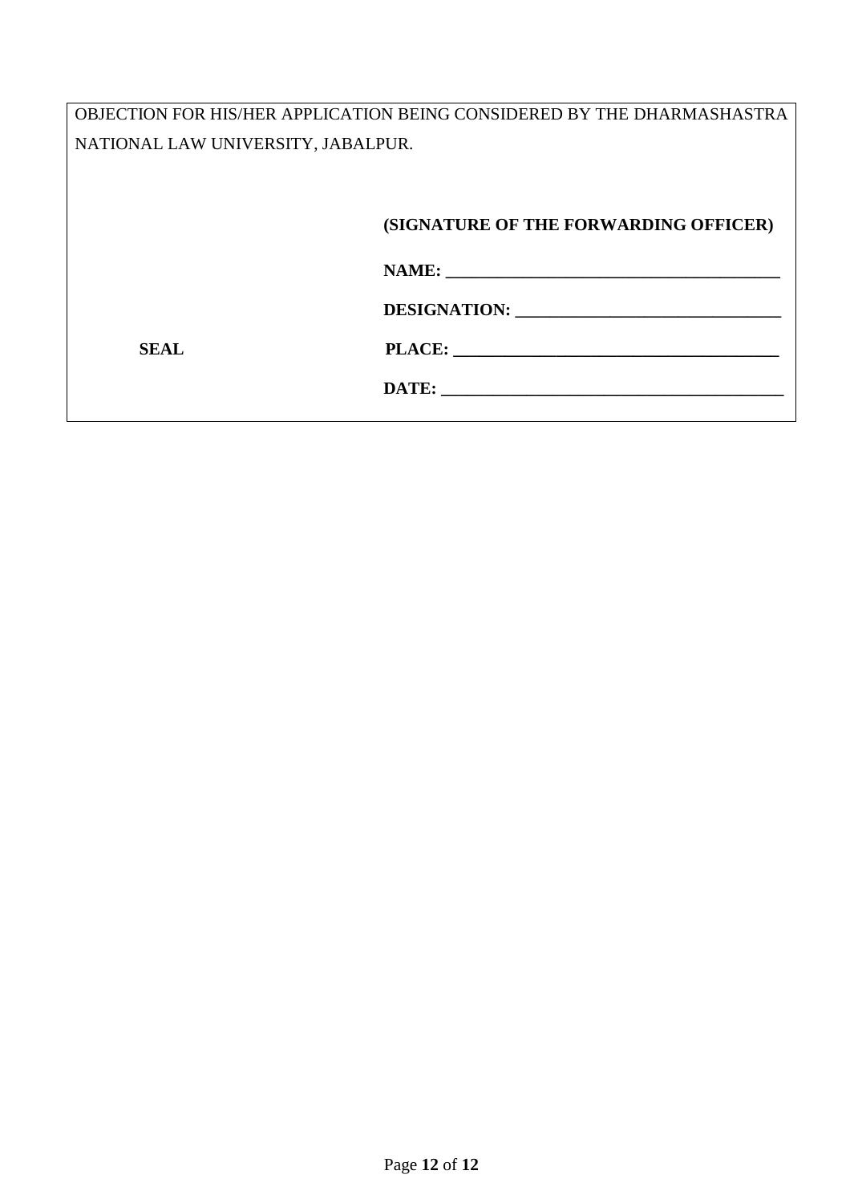OBJECTION FOR HIS/HER APPLICATION BEING CONSIDERED BY THE DHARMASHASTRA NATIONAL LAW UNIVERSITY, JABALPUR.

**(SIGNATURE OF THE FORWARDING OFFICER)**

**NAME: _______________________________________**

**DESIGNATION: _______________________________**

**SEAL**

**PLACE: ______________________________________**

**DATE: ________________________________________**